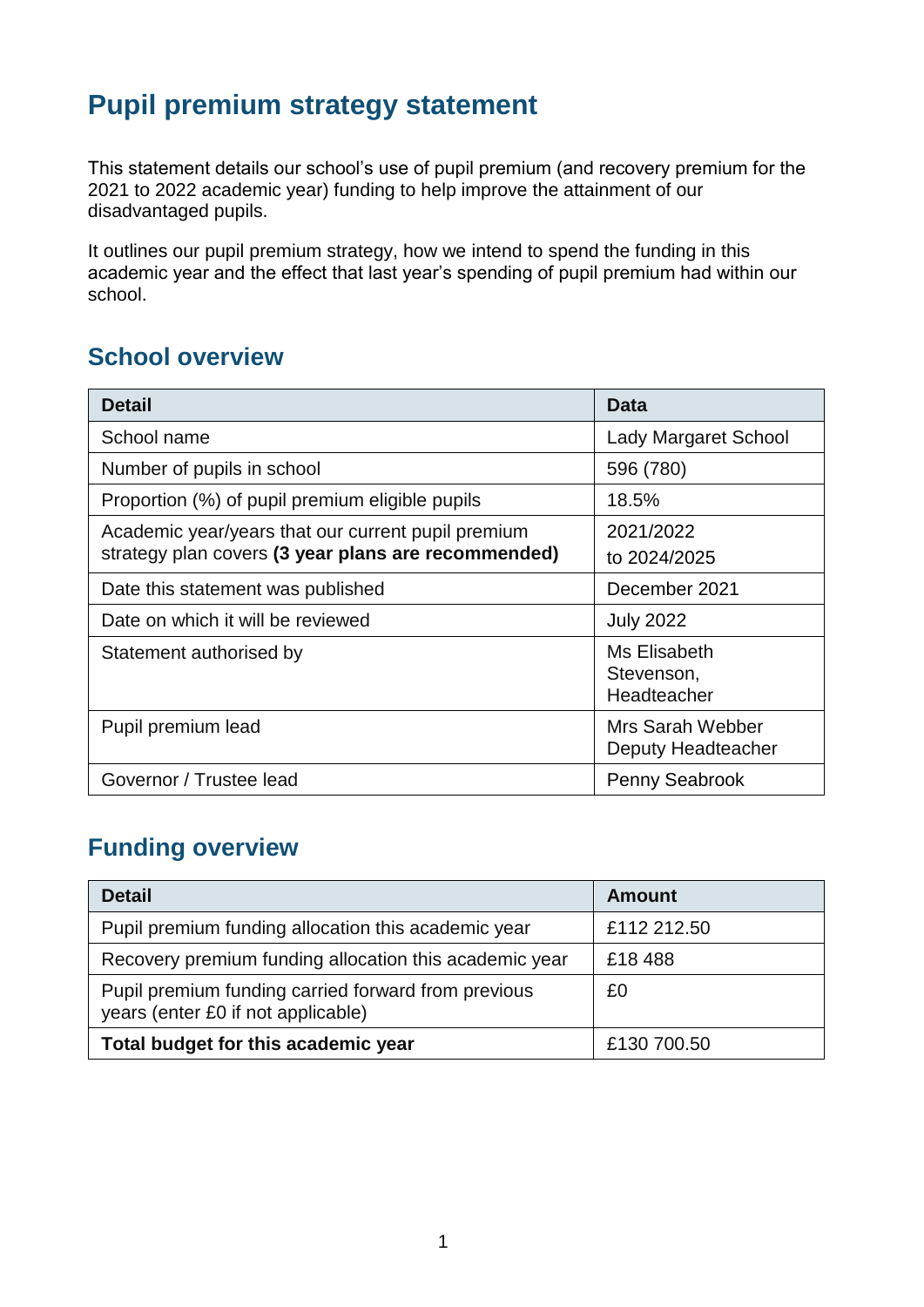# Pupil premium strategy statement

This statement details our school's use of pupil premium (and recovery premium for the 2021 to 2022 academic year) funding to help improve the attainment of our disadvantaged pupils.

It outlines our pupil premium strategy, how we intend to spend the funding in this academic year and the effect that last year's spending of pupil premium had within our school.

## School overview

| Detail | Data |
|---|---|
| School name | Lady Margaret School |
| Number of pupils in school | 596 (780) |
| Proportion (%) of pupil premium eligible pupils | 18.5% |
| Academic year/years that our current pupil premium strategy plan covers **(3 year plans are recommended)** | 2021/2022 to 2024/2025 |
| Date this statement was published | December 2021 |
| Date on which it will be reviewed | July 2022 |
| Statement authorised by | Ms Elisabeth Stevenson, Headteacher |
| Pupil premium lead | Mrs Sarah Webber Deputy Headteacher |
| Governor / Trustee lead | Penny Seabrook |

## Funding overview

| Detail | Amount |
|---|---|
| Pupil premium funding allocation this academic year | £112 212.50 |
| Recovery premium funding allocation this academic year | £18 488 |
| Pupil premium funding carried forward from previous years (enter £0 if not applicable) | £0 |
| **Total budget for this academic year** | £130 700.50 |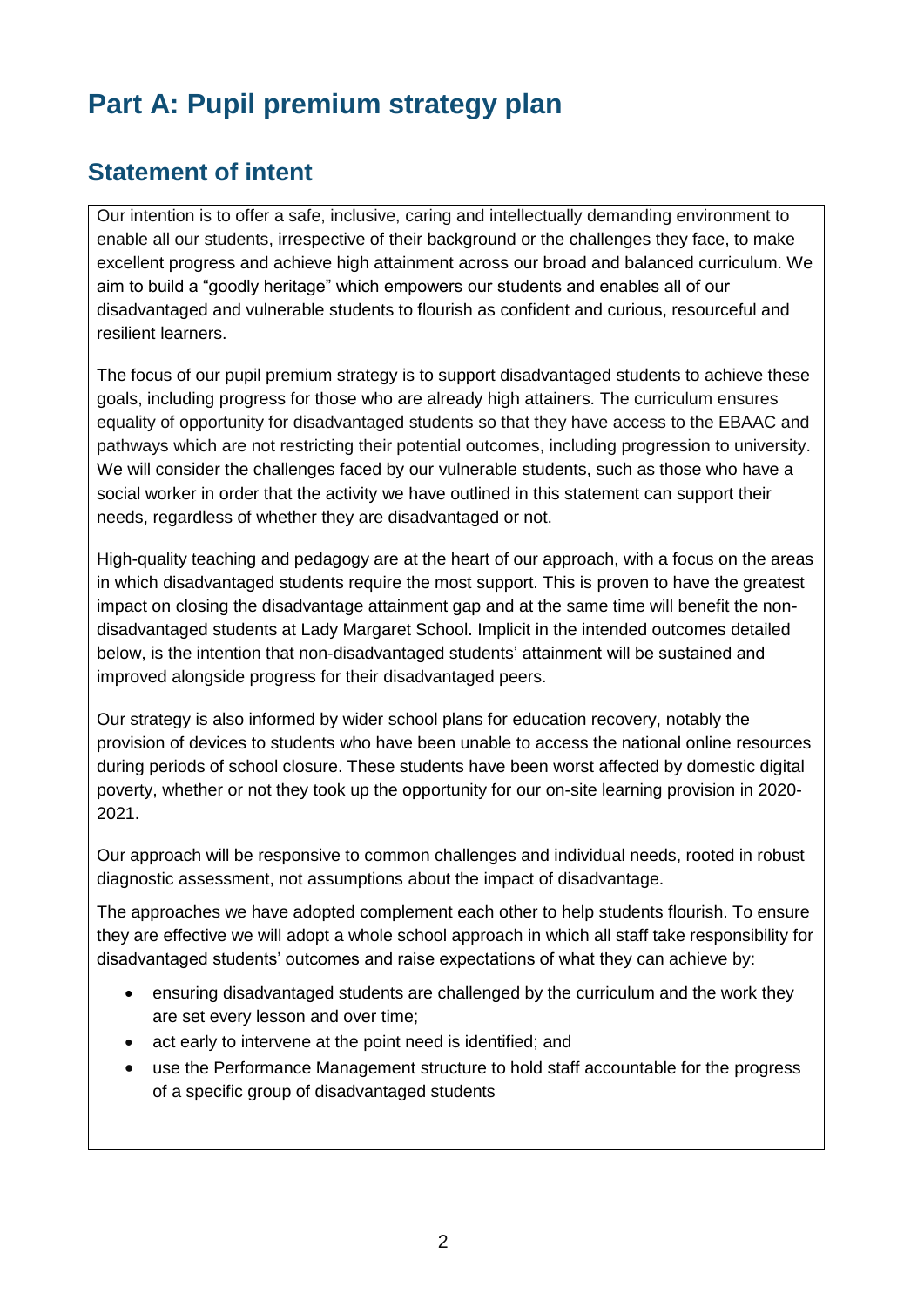# Part A: Pupil premium strategy plan

## Statement of intent

Our intention is to offer a safe, inclusive, caring and intellectually demanding environment to enable all our students, irrespective of their background or the challenges they face, to make excellent progress and achieve high attainment across our broad and balanced curriculum. We aim to build a "goodly heritage" which empowers our students and enables all of our disadvantaged and vulnerable students to flourish as confident and curious, resourceful and resilient learners.

The focus of our pupil premium strategy is to support disadvantaged students to achieve these goals, including progress for those who are already high attainers. The curriculum ensures equality of opportunity for disadvantaged students so that they have access to the EBAAC and pathways which are not restricting their potential outcomes, including progression to university. We will consider the challenges faced by our vulnerable students, such as those who have a social worker in order that the activity we have outlined in this statement can support their needs, regardless of whether they are disadvantaged or not.

High-quality teaching and pedagogy are at the heart of our approach, with a focus on the areas in which disadvantaged students require the most support. This is proven to have the greatest impact on closing the disadvantage attainment gap and at the same time will benefit the non-disadvantaged students at Lady Margaret School. Implicit in the intended outcomes detailed below, is the intention that non-disadvantaged students' attainment will be sustained and improved alongside progress for their disadvantaged peers.

Our strategy is also informed by wider school plans for education recovery, notably the provision of devices to students who have been unable to access the national online resources during periods of school closure. These students have been worst affected by domestic digital poverty, whether or not they took up the opportunity for our on-site learning provision in 2020-2021.

Our approach will be responsive to common challenges and individual needs, rooted in robust diagnostic assessment, not assumptions about the impact of disadvantage.

The approaches we have adopted complement each other to help students flourish. To ensure they are effective we will adopt a whole school approach in which all staff take responsibility for disadvantaged students' outcomes and raise expectations of what they can achieve by:

- ensuring disadvantaged students are challenged by the curriculum and the work they are set every lesson and over time;
- act early to intervene at the point need is identified; and
- use the Performance Management structure to hold staff accountable for the progress of a specific group of disadvantaged students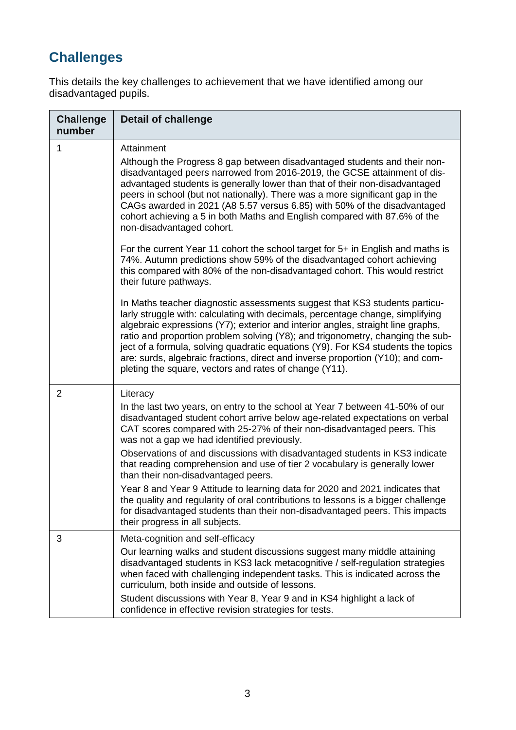## Challenges

This details the key challenges to achievement that we have identified among our disadvantaged pupils.

| Challenge number | Detail of challenge |
|---|---|
| 1 | Attainment<br><br>Although the Progress 8 gap between disadvantaged students and their non-disadvantaged peers narrowed from 2016-2019, the GCSE attainment of disadvantaged students is generally lower than that of their non-disadvantaged peers in school (but not nationally). There was a more significant gap in the CAGs awarded in 2021 (A8 5.57 versus 6.85) with 50% of the disadvantaged cohort achieving a 5 in both Maths and English compared with 87.6% of the non-disadvantaged cohort.<br><br>For the current Year 11 cohort the school target for 5+ in English and maths is 74%. Autumn predictions show 59% of the disadvantaged cohort achieving this compared with 80% of the non-disadvantaged cohort. This would restrict their future pathways.<br><br>In Maths teacher diagnostic assessments suggest that KS3 students particularly struggle with: calculating with decimals, percentage change, simplifying algebraic expressions (Y7); exterior and interior angles, straight line graphs, ratio and proportion problem solving (Y8); and trigonometry, changing the subject of a formula, solving quadratic equations (Y9). For KS4 students the topics are: surds, algebraic fractions, direct and inverse proportion (Y10); and completing the square, vectors and rates of change (Y11). |
| 2 | Literacy<br><br>In the last two years, on entry to the school at Year 7 between 41-50% of our disadvantaged student cohort arrive below age-related expectations on verbal CAT scores compared with 25-27% of their non-disadvantaged peers. This was not a gap we had identified previously.<br><br>Observations of and discussions with disadvantaged students in KS3 indicate that reading comprehension and use of tier 2 vocabulary is generally lower than their non-disadvantaged peers.<br><br>Year 8 and Year 9 Attitude to learning data for 2020 and 2021 indicates that the quality and regularity of oral contributions to lessons is a bigger challenge for disadvantaged students than their non-disadvantaged peers. This impacts their progress in all subjects. |
| 3 | Meta-cognition and self-efficacy<br><br>Our learning walks and student discussions suggest many middle attaining disadvantaged students in KS3 lack metacognitive / self-regulation strategies when faced with challenging independent tasks. This is indicated across the curriculum, both inside and outside of lessons.<br><br>Student discussions with Year 8, Year 9 and in KS4 highlight a lack of confidence in effective revision strategies for tests. |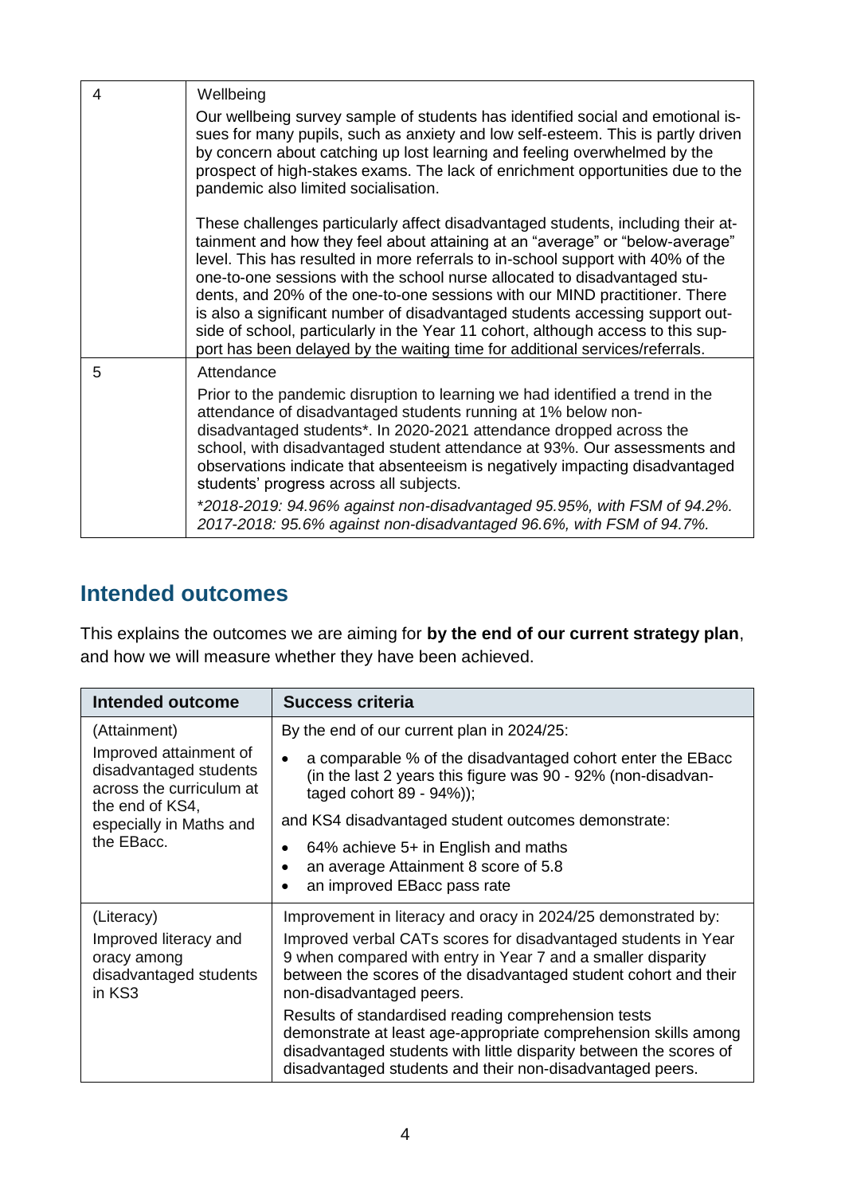| | |
|---|---|
| 4 | Wellbeing<br><br>Our wellbeing survey sample of students has identified social and emotional issues for many pupils, such as anxiety and low self-esteem. This is partly driven by concern about catching up lost learning and feeling overwhelmed by the prospect of high-stakes exams. The lack of enrichment opportunities due to the pandemic also limited socialisation.<br><br>These challenges particularly affect disadvantaged students, including their attainment and how they feel about attaining at an "average" or "below-average" level. This has resulted in more referrals to in-school support with 40% of the one-to-one sessions with the school nurse allocated to disadvantaged students, and 20% of the one-to-one sessions with our MIND practitioner. There is also a significant number of disadvantaged students accessing support outside of school, particularly in the Year 11 cohort, although access to this support has been delayed by the waiting time for additional services/referrals. |
| 5 | Attendance<br><br>Prior to the pandemic disruption to learning we had identified a trend in the attendance of disadvantaged students running at 1% below non-disadvantaged students*. In 2020-2021 attendance dropped across the school, with disadvantaged student attendance at 93%. Our assessments and observations indicate that absenteeism is negatively impacting disadvantaged students' progress across all subjects.<br><br>*\*2018-2019: 94.96% against non-disadvantaged 95.95%, with FSM of 94.2%. 2017-2018: 95.6% against non-disadvantaged 96.6%, with FSM of 94.7%.* |

## Intended outcomes

This explains the outcomes we are aiming for **by the end of our current strategy plan**, and how we will measure whether they have been achieved.

| Intended outcome | Success criteria |
|---|---|
| (Attainment)<br><br>Improved attainment of disadvantaged students across the curriculum at the end of KS4, especially in Maths and the EBacc. | By the end of our current plan in 2024/25:<br><br>• a comparable % of the disadvantaged cohort enter the EBacc (in the last 2 years this figure was 90 - 92% (non-disadvantaged cohort 89 - 94%));<br><br>and KS4 disadvantaged student outcomes demonstrate:<br><br>• 64% achieve 5+ in English and maths<br>• an average Attainment 8 score of 5.8<br>• an improved EBacc pass rate |
| (Literacy)<br><br>Improved literacy and oracy among disadvantaged students in KS3 | Improvement in literacy and oracy in 2024/25 demonstrated by:<br><br>Improved verbal CATs scores for disadvantaged students in Year 9 when compared with entry in Year 7 and a smaller disparity between the scores of the disadvantaged student cohort and their non-disadvantaged peers.<br><br>Results of standardised reading comprehension tests demonstrate at least age-appropriate comprehension skills among disadvantaged students with little disparity between the scores of disadvantaged students and their non-disadvantaged peers. |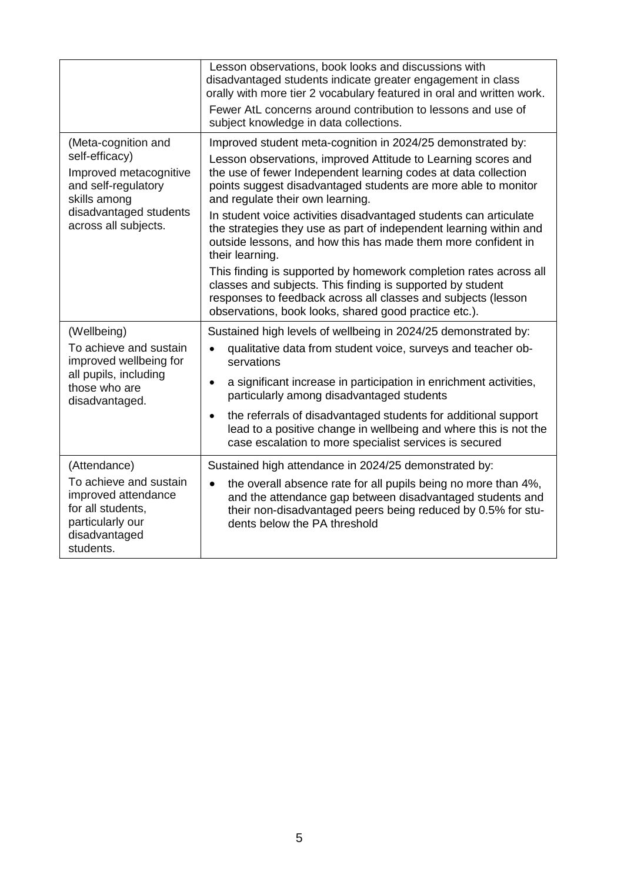| | |
|---|---|
| | Lesson observations, book looks and discussions with disadvantaged students indicate greater engagement in class orally with more tier 2 vocabulary featured in oral and written work.<br><br>Fewer AtL concerns around contribution to lessons and use of subject knowledge in data collections. |
| (Meta-cognition and self-efficacy)<br><br>Improved metacognitive and self-regulatory skills among disadvantaged students across all subjects. | Improved student meta-cognition in 2024/25 demonstrated by:<br><br>Lesson observations, improved Attitude to Learning scores and the use of fewer Independent learning codes at data collection points suggest disadvantaged students are more able to monitor and regulate their own learning.<br><br>In student voice activities disadvantaged students can articulate the strategies they use as part of independent learning within and outside lessons, and how this has made them more confident in their learning.<br><br>This finding is supported by homework completion rates across all classes and subjects. This finding is supported by student responses to feedback across all classes and subjects (lesson observations, book looks, shared good practice etc.). |
| (Wellbeing)<br><br>To achieve and sustain improved wellbeing for all pupils, including those who are disadvantaged. | Sustained high levels of wellbeing in 2024/25 demonstrated by:<br><br>• qualitative data from student voice, surveys and teacher observations<br>• a significant increase in participation in enrichment activities, particularly among disadvantaged students<br>• the referrals of disadvantaged students for additional support lead to a positive change in wellbeing and where this is not the case escalation to more specialist services is secured |
| (Attendance)<br><br>To achieve and sustain improved attendance for all students, particularly our disadvantaged students. | Sustained high attendance in 2024/25 demonstrated by:<br><br>• the overall absence rate for all pupils being no more than 4%, and the attendance gap between disadvantaged students and their non-disadvantaged peers being reduced by 0.5% for students below the PA threshold |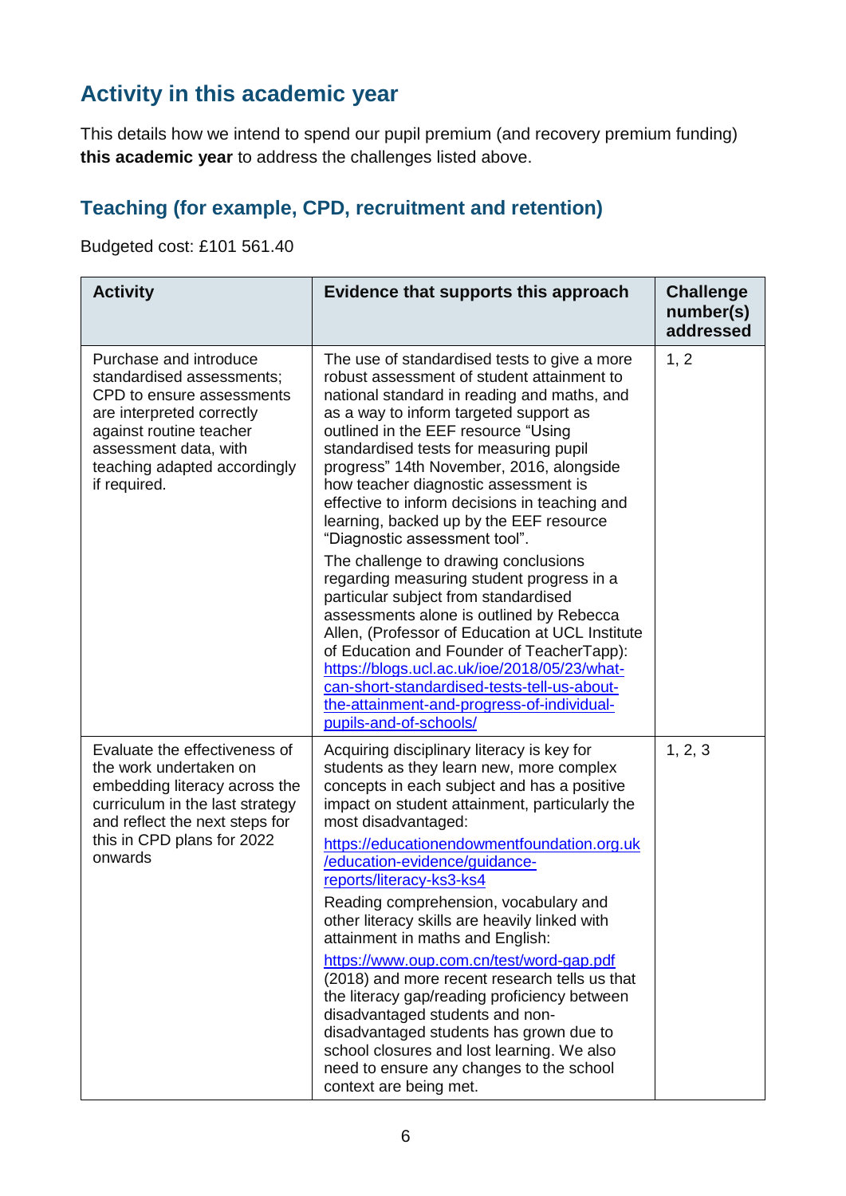## Activity in this academic year

This details how we intend to spend our pupil premium (and recovery premium funding) **this academic year** to address the challenges listed above.

### Teaching (for example, CPD, recruitment and retention)

Budgeted cost: £101 561.40

| Activity | Evidence that supports this approach | Challenge number(s) addressed |
|---|---|---|
| Purchase and introduce standardised assessments; CPD to ensure assessments are interpreted correctly against routine teacher assessment data, with teaching adapted accordingly if required. | The use of standardised tests to give a more robust assessment of student attainment to national standard in reading and maths, and as a way to inform targeted support as outlined in the EEF resource "Using standardised tests for measuring pupil progress" 14th November, 2016, alongside how teacher diagnostic assessment is effective to inform decisions in teaching and learning, backed up by the EEF resource "Diagnostic assessment tool".<br><br>The challenge to drawing conclusions regarding measuring student progress in a particular subject from standardised assessments alone is outlined by Rebecca Allen, (Professor of Education at UCL Institute of Education and Founder of TeacherTapp): https://blogs.ucl.ac.uk/ioe/2018/05/23/what-can-short-standardised-tests-tell-us-about-the-attainment-and-progress-of-individual-pupils-and-of-schools/ | 1, 2 |
| Evaluate the effectiveness of the work undertaken on embedding literacy across the curriculum in the last strategy and reflect the next steps for this in CPD plans for 2022 onwards | Acquiring disciplinary literacy is key for students as they learn new, more complex concepts in each subject and has a positive impact on student attainment, particularly the most disadvantaged:<br><br>https://educationendowmentfoundation.org.uk/education-evidence/guidance-reports/literacy-ks3-ks4<br><br>Reading comprehension, vocabulary and other literacy skills are heavily linked with attainment in maths and English:<br><br>https://www.oup.com.cn/test/word-gap.pdf (2018) and more recent research tells us that the literacy gap/reading proficiency between disadvantaged students and non-disadvantaged students has grown due to school closures and lost learning. We also need to ensure any changes to the school context are being met. | 1, 2, 3 |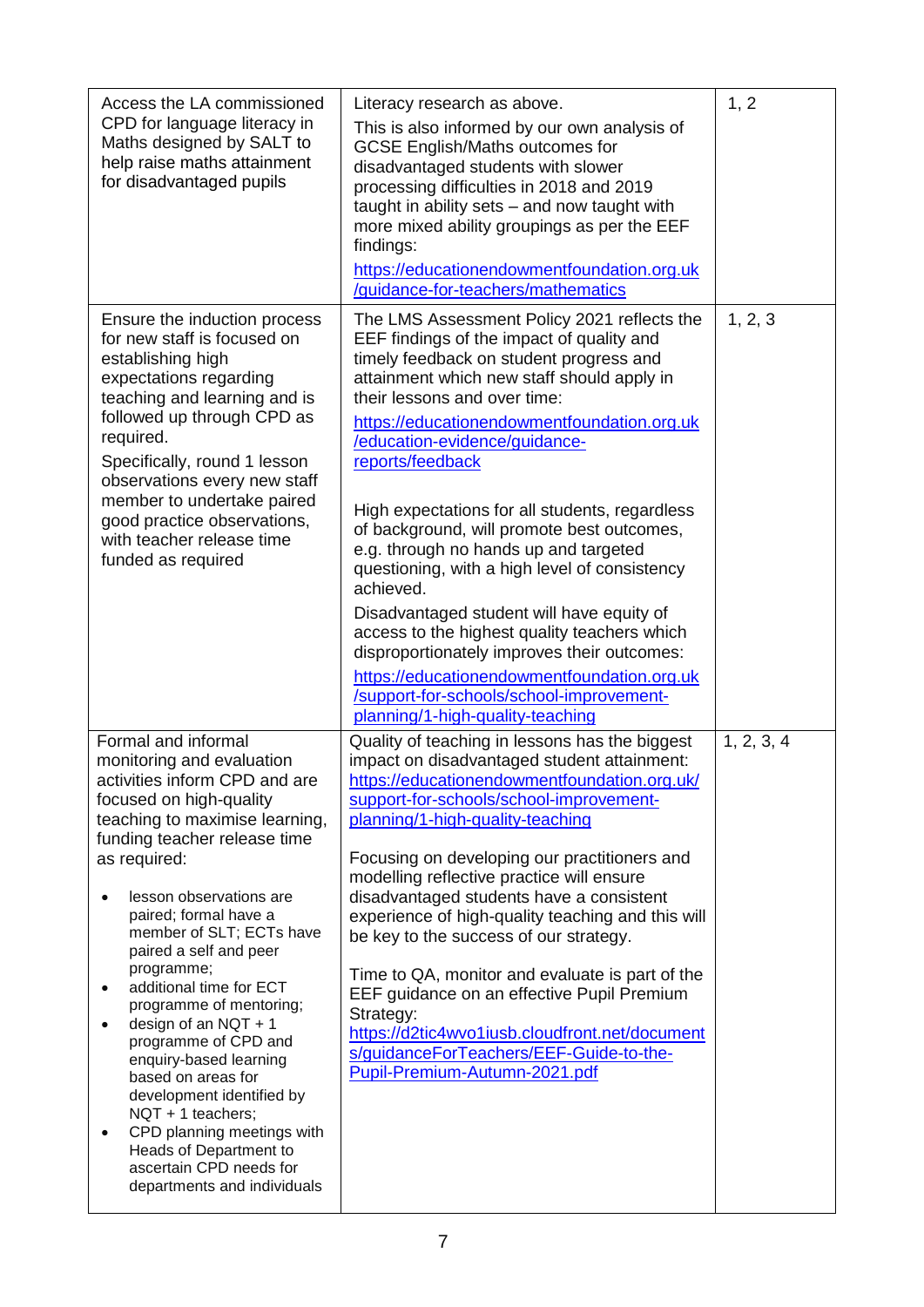| | | |
|---|---|---|
| Access the LA commissioned CPD for language literacy in Maths designed by SALT to help raise maths attainment for disadvantaged pupils | Literacy research as above.<br>This is also informed by our own analysis of GCSE English/Maths outcomes for disadvantaged students with slower processing difficulties in 2018 and 2019 taught in ability sets – and now taught with more mixed ability groupings as per the EEF findings:<br>https://educationendowmentfoundation.org.uk/guidance-for-teachers/mathematics | 1, 2 |
| Ensure the induction process for new staff is focused on establishing high expectations regarding teaching and learning and is followed up through CPD as required.<br>Specifically, round 1 lesson observations every new staff member to undertake paired good practice observations, with teacher release time funded as required | The LMS Assessment Policy 2021 reflects the EEF findings of the impact of quality and timely feedback on student progress and attainment which new staff should apply in their lessons and over time:<br>https://educationendowmentfoundation.org.uk/education-evidence/guidance-reports/feedback<br><br>High expectations for all students, regardless of background, will promote best outcomes, e.g. through no hands up and targeted questioning, with a high level of consistency achieved.<br>Disadvantaged student will have equity of access to the highest quality teachers which disproportionately improves their outcomes:<br>https://educationendowmentfoundation.org.uk/support-for-schools/school-improvement-planning/1-high-quality-teaching | 1, 2, 3 |
| Formal and informal monitoring and evaluation activities inform CPD and are focused on high-quality teaching to maximise learning, funding teacher release time as required:<br>• lesson observations are paired; formal have a member of SLT; ECTs have paired a self and peer programme;<br>• additional time for ECT programme of mentoring;<br>• design of an NQT + 1 programme of CPD and enquiry-based learning based on areas for development identified by NQT + 1 teachers;<br>• CPD planning meetings with Heads of Department to ascertain CPD needs for departments and individuals | Quality of teaching in lessons has the biggest impact on disadvantaged student attainment:<br>https://educationendowmentfoundation.org.uk/support-for-schools/school-improvement-planning/1-high-quality-teaching<br><br>Focusing on developing our practitioners and modelling reflective practice will ensure disadvantaged students have a consistent experience of high-quality teaching and this will be key to the success of our strategy.<br><br>Time to QA, monitor and evaluate is part of the EEF guidance on an effective Pupil Premium Strategy:<br>https://d2tic4wvo1iusb.cloudfront.net/documents/guidanceForTeachers/EEF-Guide-to-the-Pupil-Premium-Autumn-2021.pdf | 1, 2, 3, 4 |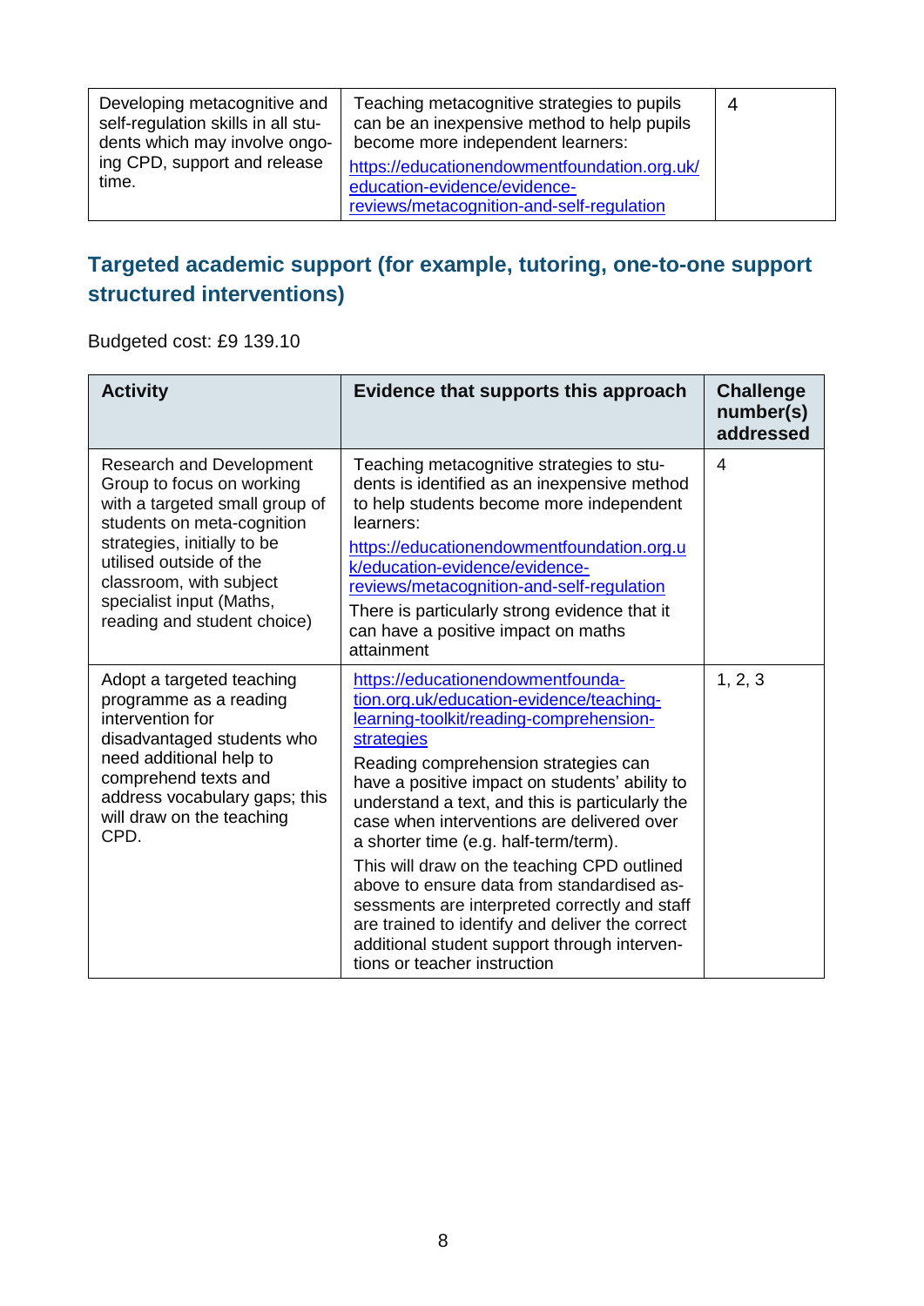| | | |
|---|---|---|
| Developing metacognitive and self-regulation skills in all students which may involve ongoing CPD, support and release time. | Teaching metacognitive strategies to pupils can be an inexpensive method to help pupils become more independent learners: https://educationendowmentfoundation.org.uk/education-evidence/evidence-reviews/metacognition-and-self-regulation | 4 |

## Targeted academic support (for example, tutoring, one-to-one support structured interventions)

Budgeted cost: £9 139.10

| Activity | Evidence that supports this approach | Challenge number(s) addressed |
|---|---|---|
| Research and Development Group to focus on working with a targeted small group of students on meta-cognition strategies, initially to be utilised outside of the classroom, with subject specialist input (Maths, reading and student choice) | Teaching metacognitive strategies to students is identified as an inexpensive method to help students become more independent learners: https://educationendowmentfoundation.org.uk/education-evidence/evidence-reviews/metacognition-and-self-regulation There is particularly strong evidence that it can have a positive impact on maths attainment | 4 |
| Adopt a targeted teaching programme as a reading intervention for disadvantaged students who need additional help to comprehend texts and address vocabulary gaps; this will draw on the teaching CPD. | https://educationendowmentfoundation.org.uk/education-evidence/teaching-learning-toolkit/reading-comprehension-strategies Reading comprehension strategies can have a positive impact on students' ability to understand a text, and this is particularly the case when interventions are delivered over a shorter time (e.g. half-term/term). This will draw on the teaching CPD outlined above to ensure data from standardised assessments are interpreted correctly and staff are trained to identify and deliver the correct additional student support through interventions or teacher instruction | 1, 2, 3 |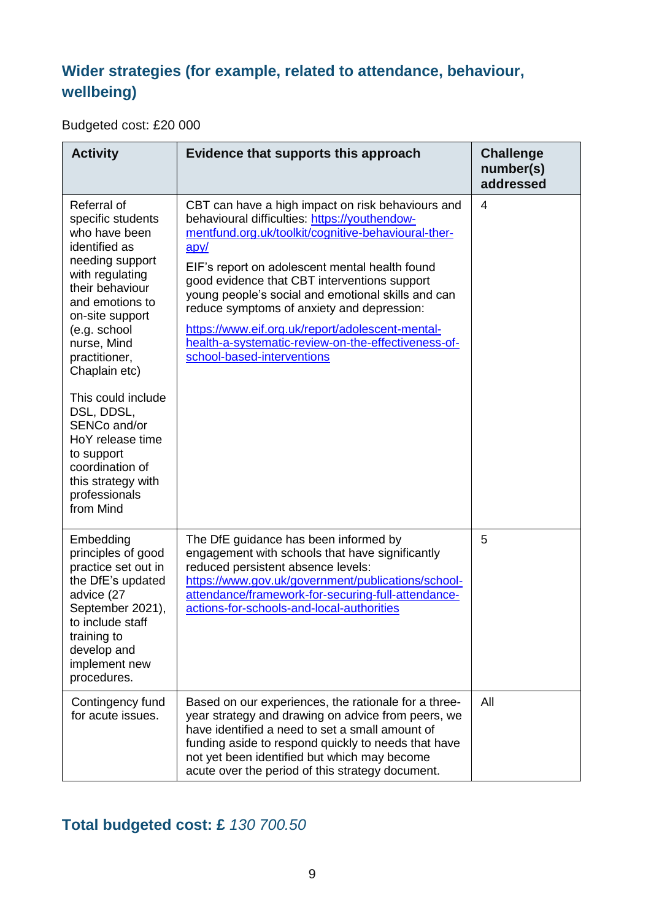## Wider strategies (for example, related to attendance, behaviour, wellbeing)

Budgeted cost: £20 000

| Activity | Evidence that supports this approach | Challenge number(s) addressed |
|---|---|---|
| Referral of specific students who have been identified as needing support with regulating their behaviour and emotions to on-site support (e.g. school nurse, Mind practitioner, Chaplain etc)<br><br>This could include DSL, DDSL, SENCo and/or HoY release time to support coordination of this strategy with professionals from Mind | CBT can have a high impact on risk behaviours and behavioural difficulties: [https://youthendowmentfund.org.uk/toolkit/cognitive-behavioural-therapy/](https://youthendowmentfund.org.uk/toolkit/cognitive-behavioural-therapy/)<br><br>EIF's report on adolescent mental health found good evidence that CBT interventions support young people's social and emotional skills and can reduce symptoms of anxiety and depression:<br><br>[https://www.eif.org.uk/report/adolescent-mental-health-a-systematic-review-on-the-effectiveness-of-school-based-interventions](https://www.eif.org.uk/report/adolescent-mental-health-a-systematic-review-on-the-effectiveness-of-school-based-interventions) | 4 |
| Embedding principles of good practice set out in the DfE's updated advice (27 September 2021), to include staff training to develop and implement new procedures. | The DfE guidance has been informed by engagement with schools that have significantly reduced persistent absence levels: [https://www.gov.uk/government/publications/school-attendance/framework-for-securing-full-attendance-actions-for-schools-and-local-authorities](https://www.gov.uk/government/publications/school-attendance/framework-for-securing-full-attendance-actions-for-schools-and-local-authorities) | 5 |
| Contingency fund for acute issues. | Based on our experiences, the rationale for a three-year strategy and drawing on advice from peers, we have identified a need to set a small amount of funding aside to respond quickly to needs that have not yet been identified but which may become acute over the period of this strategy document. | All |

## Total budgeted cost: £ *130 700.50*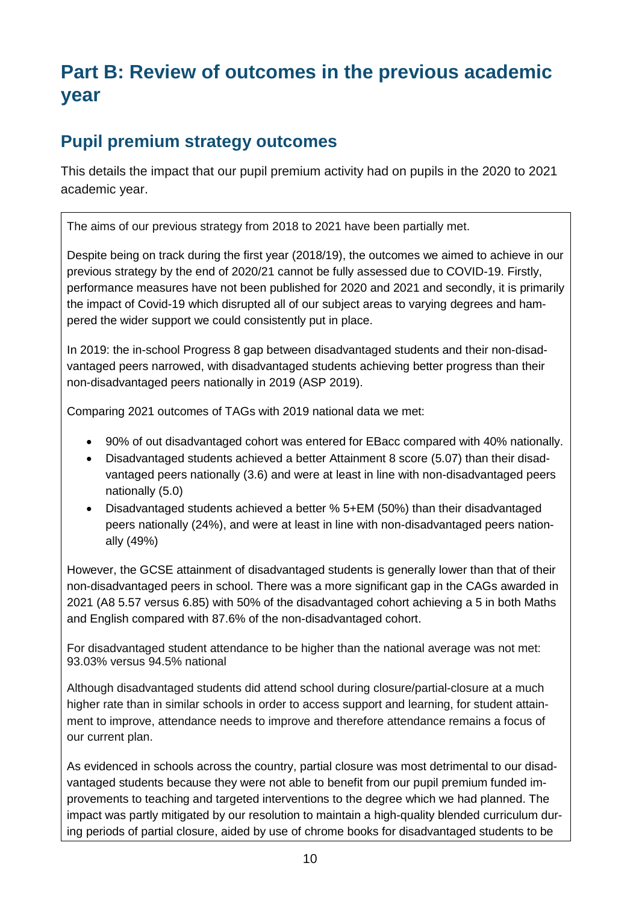# Part B: Review of outcomes in the previous academic year

## Pupil premium strategy outcomes

This details the impact that our pupil premium activity had on pupils in the 2020 to 2021 academic year.

The aims of our previous strategy from 2018 to 2021 have been partially met.

Despite being on track during the first year (2018/19), the outcomes we aimed to achieve in our previous strategy by the end of 2020/21 cannot be fully assessed due to COVID-19. Firstly, performance measures have not been published for 2020 and 2021 and secondly, it is primarily the impact of Covid-19 which disrupted all of our subject areas to varying degrees and hampered the wider support we could consistently put in place.

In 2019: the in-school Progress 8 gap between disadvantaged students and their non-disadvantaged peers narrowed, with disadvantaged students achieving better progress than their non-disadvantaged peers nationally in 2019 (ASP 2019).

Comparing 2021 outcomes of TAGs with 2019 national data we met:

- 90% of out disadvantaged cohort was entered for EBacc compared with 40% nationally.
- Disadvantaged students achieved a better Attainment 8 score (5.07) than their disadvantaged peers nationally (3.6) and were at least in line with non-disadvantaged peers nationally (5.0)
- Disadvantaged students achieved a better % 5+EM (50%) than their disadvantaged peers nationally (24%), and were at least in line with non-disadvantaged peers nationally (49%)

However, the GCSE attainment of disadvantaged students is generally lower than that of their non-disadvantaged peers in school. There was a more significant gap in the CAGs awarded in 2021 (A8 5.57 versus 6.85) with 50% of the disadvantaged cohort achieving a 5 in both Maths and English compared with 87.6% of the non-disadvantaged cohort.

For disadvantaged student attendance to be higher than the national average was not met: 93.03% versus 94.5% national

Although disadvantaged students did attend school during closure/partial-closure at a much higher rate than in similar schools in order to access support and learning, for student attainment to improve, attendance needs to improve and therefore attendance remains a focus of our current plan.

As evidenced in schools across the country, partial closure was most detrimental to our disadvantaged students because they were not able to benefit from our pupil premium funded improvements to teaching and targeted interventions to the degree which we had planned. The impact was partly mitigated by our resolution to maintain a high-quality blended curriculum during periods of partial closure, aided by use of chrome books for disadvantaged students to be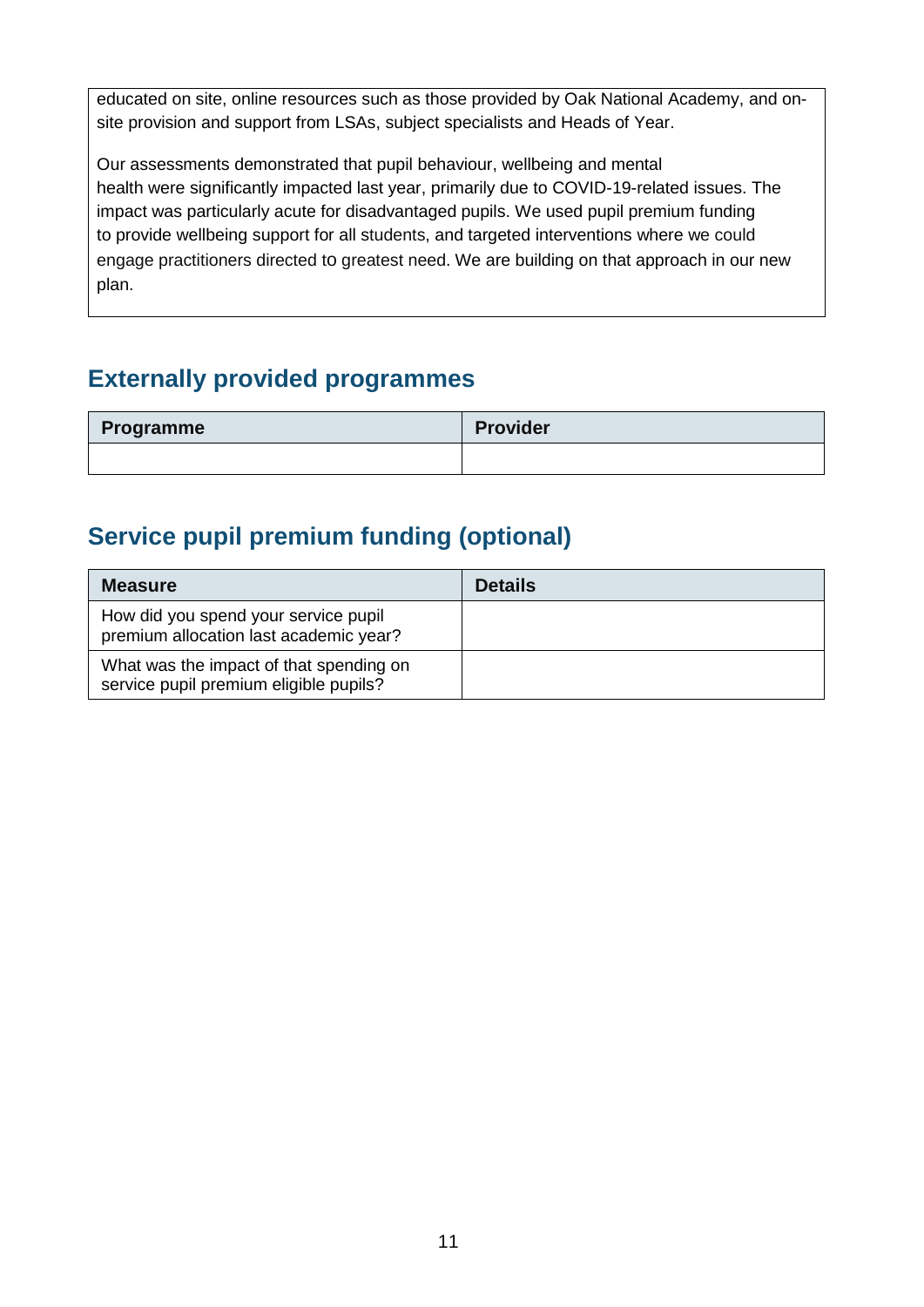educated on site, online resources such as those provided by Oak National Academy, and on-site provision and support from LSAs, subject specialists and Heads of Year.

Our assessments demonstrated that pupil behaviour, wellbeing and mental health were significantly impacted last year, primarily due to COVID-19-related issues. The impact was particularly acute for disadvantaged pupils. We used pupil premium funding to provide wellbeing support for all students, and targeted interventions where we could engage practitioners directed to greatest need. We are building on that approach in our new plan.

## Externally provided programmes

| Programme | Provider |
|---|---|
| | |

## Service pupil premium funding (optional)

| Measure | Details |
|---|---|
| How did you spend your service pupil premium allocation last academic year? | |
| What was the impact of that spending on service pupil premium eligible pupils? | |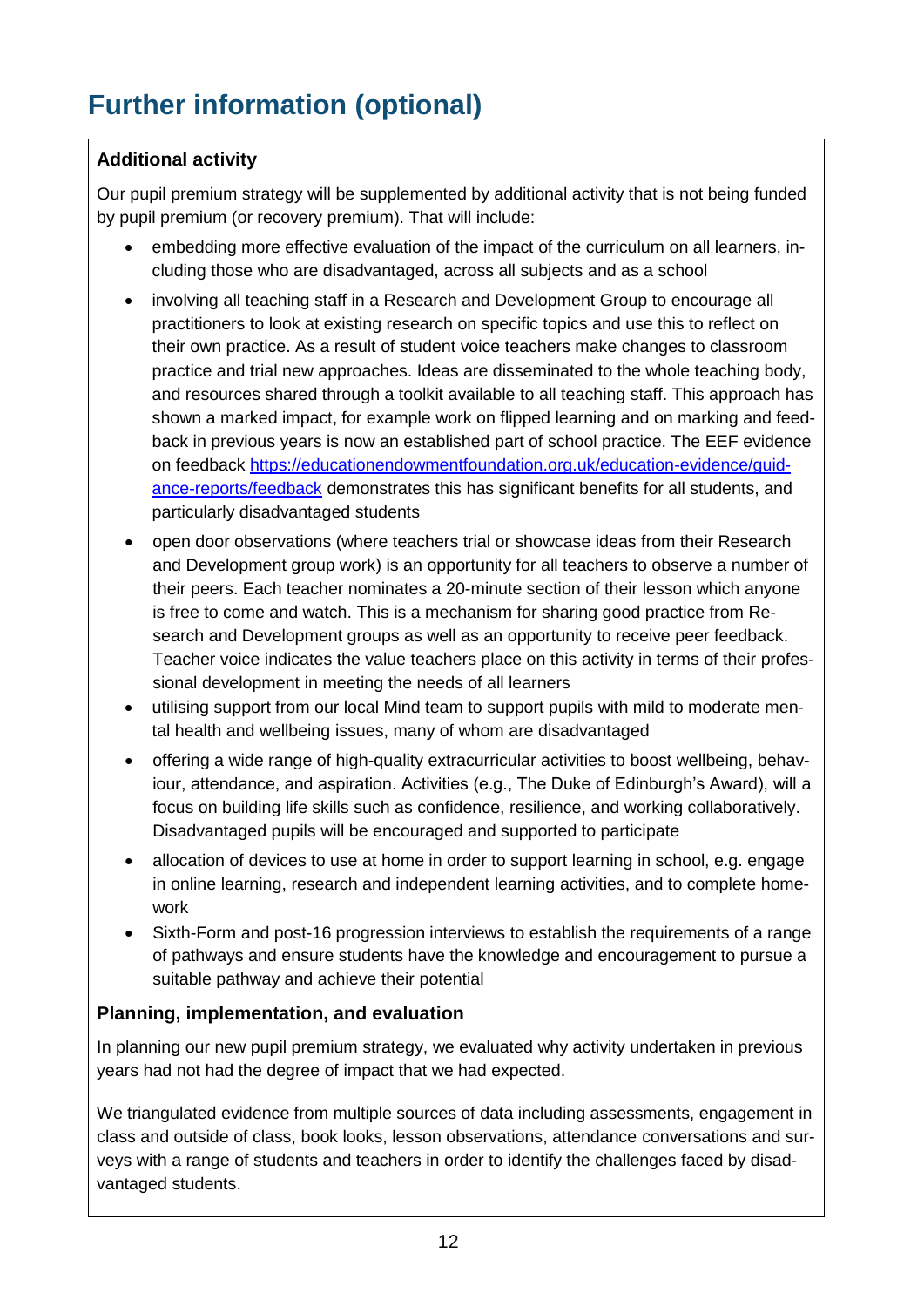# Further information (optional)

### Additional activity

Our pupil premium strategy will be supplemented by additional activity that is not being funded by pupil premium (or recovery premium). That will include:

- embedding more effective evaluation of the impact of the curriculum on all learners, including those who are disadvantaged, across all subjects and as a school
- involving all teaching staff in a Research and Development Group to encourage all practitioners to look at existing research on specific topics and use this to reflect on their own practice. As a result of student voice teachers make changes to classroom practice and trial new approaches. Ideas are disseminated to the whole teaching body, and resources shared through a toolkit available to all teaching staff. This approach has shown a marked impact, for example work on flipped learning and on marking and feedback in previous years is now an established part of school practice. The EEF evidence on feedback [https://educationendowmentfoundation.org.uk/education-evidence/guidance-reports/feedback](https://educationendowmentfoundation.org.uk/education-evidence/guidance-reports/feedback) demonstrates this has significant benefits for all students, and particularly disadvantaged students
- open door observations (where teachers trial or showcase ideas from their Research and Development group work) is an opportunity for all teachers to observe a number of their peers. Each teacher nominates a 20-minute section of their lesson which anyone is free to come and watch. This is a mechanism for sharing good practice from Research and Development groups as well as an opportunity to receive peer feedback. Teacher voice indicates the value teachers place on this activity in terms of their professional development in meeting the needs of all learners
- utilising support from our local Mind team to support pupils with mild to moderate mental health and wellbeing issues, many of whom are disadvantaged
- offering a wide range of high-quality extracurricular activities to boost wellbeing, behaviour, attendance, and aspiration. Activities (e.g., The Duke of Edinburgh's Award), will a focus on building life skills such as confidence, resilience, and working collaboratively. Disadvantaged pupils will be encouraged and supported to participate
- allocation of devices to use at home in order to support learning in school, e.g. engage in online learning, research and independent learning activities, and to complete homework
- Sixth-Form and post-16 progression interviews to establish the requirements of a range of pathways and ensure students have the knowledge and encouragement to pursue a suitable pathway and achieve their potential

### Planning, implementation, and evaluation

In planning our new pupil premium strategy, we evaluated why activity undertaken in previous years had not had the degree of impact that we had expected.

We triangulated evidence from multiple sources of data including assessments, engagement in class and outside of class, book looks, lesson observations, attendance conversations and surveys with a range of students and teachers in order to identify the challenges faced by disadvantaged students.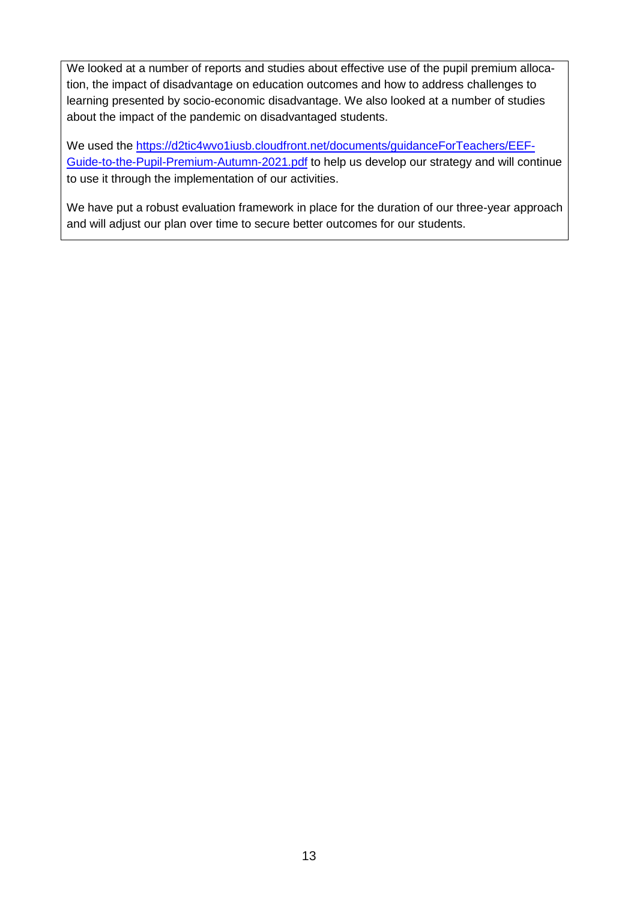We looked at a number of reports and studies about effective use of the pupil premium allocation, the impact of disadvantage on education outcomes and how to address challenges to learning presented by socio-economic disadvantage. We also looked at a number of studies about the impact of the pandemic on disadvantaged students.

We used the [https://d2tic4wvo1iusb.cloudfront.net/documents/guidanceForTeachers/EEF-Guide-to-the-Pupil-Premium-Autumn-2021.pdf](https://d2tic4wvo1iusb.cloudfront.net/documents/guidanceForTeachers/EEF-Guide-to-the-Pupil-Premium-Autumn-2021.pdf) to help us develop our strategy and will continue to use it through the implementation of our activities.

We have put a robust evaluation framework in place for the duration of our three-year approach and will adjust our plan over time to secure better outcomes for our students.